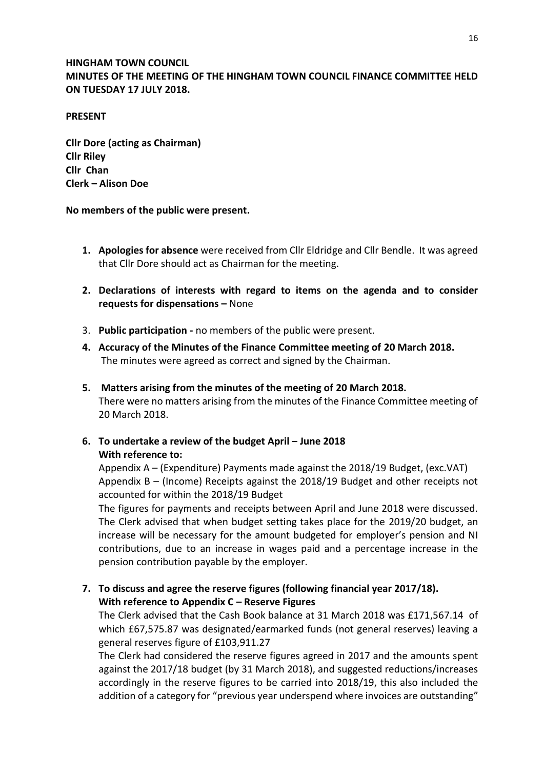**HINGHAM TOWN COUNCIL**
**MINUTES OF THE MEETING OF THE HINGHAM TOWN COUNCIL FINANCE COMMITTEE HELD ON TUESDAY 17 JULY 2018.**

**PRESENT**

**Cllr Dore (acting as Chairman)**
**Cllr Riley**
**Cllr Chan**
**Clerk – Alison Doe**

**No members of the public were present.**

1. **Apologies for absence** were received from Cllr Eldridge and Cllr Bendle. It was agreed that Cllr Dore should act as Chairman for the meeting.

2. **Declarations of interests with regard to items on the agenda and to consider requests for dispensations –** None

3. **Public participation -** no members of the public were present.

4. **Accuracy of the Minutes of the Finance Committee meeting of 20 March 2018.**
   The minutes were agreed as correct and signed by the Chairman.

5. **Matters arising from the minutes of the meeting of 20 March 2018.**
   There were no matters arising from the minutes of the Finance Committee meeting of 20 March 2018.

6. **To undertake a review of the budget April – June 2018**
   **With reference to:**
   Appendix A – (Expenditure) Payments made against the 2018/19 Budget, (exc.VAT)
   Appendix B – (Income) Receipts against the 2018/19 Budget and other receipts not accounted for within the 2018/19 Budget
   The figures for payments and receipts between April and June 2018 were discussed. The Clerk advised that when budget setting takes place for the 2019/20 budget, an increase will be necessary for the amount budgeted for employer's pension and NI contributions, due to an increase in wages paid and a percentage increase in the pension contribution payable by the employer.

7. **To discuss and agree the reserve figures (following financial year 2017/18).**
   **With reference to Appendix C – Reserve Figures**
   The Clerk advised that the Cash Book balance at 31 March 2018 was £171,567.14 of which £67,575.87 was designated/earmarked funds (not general reserves) leaving a general reserves figure of £103,911.27
   The Clerk had considered the reserve figures agreed in 2017 and the amounts spent against the 2017/18 budget (by 31 March 2018), and suggested reductions/increases accordingly in the reserve figures to be carried into 2018/19, this also included the addition of a category for "previous year underspend where invoices are outstanding"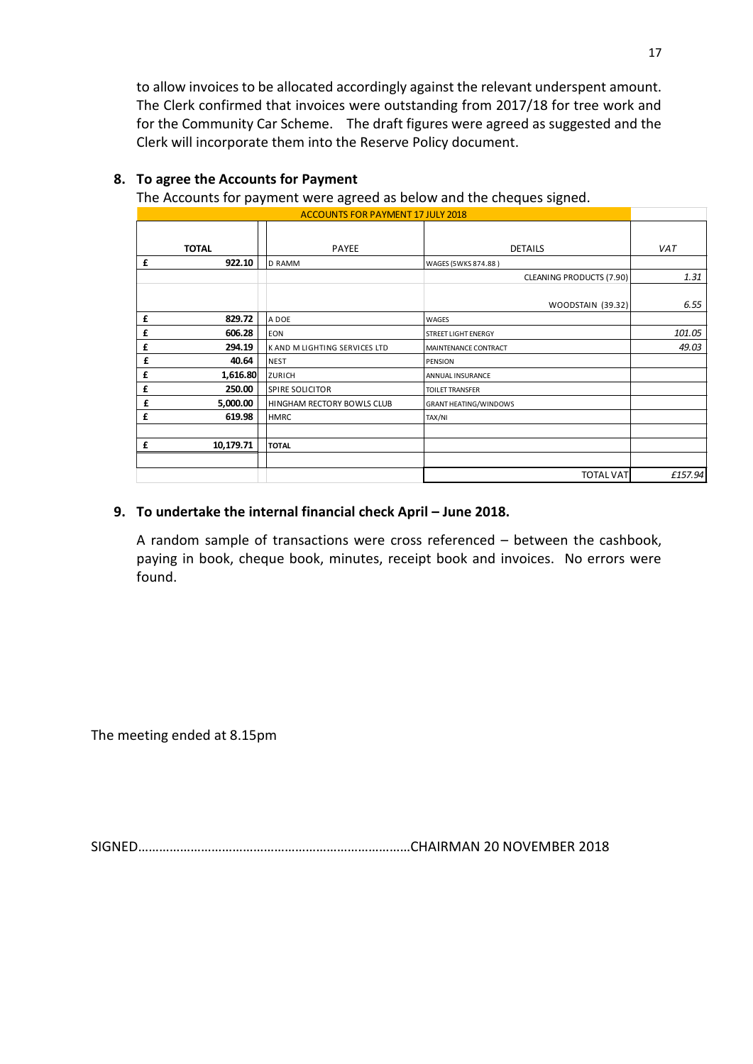to allow invoices to be allocated accordingly against the relevant underspent amount. The Clerk confirmed that invoices were outstanding from 2017/18 for tree work and for the Community Car Scheme. The draft figures were agreed as suggested and the Clerk will incorporate them into the Reserve Policy document.

**8. To agree the Accounts for Payment**

The Accounts for payment were agreed as below and the cheques signed.

| ACCOUNTS FOR PAYMENT 17 JULY 2018 | | | | | |
|---|---|---|---|---|---|
| | **TOTAL** | | PAYEE | DETAILS | *VAT* |
| **£** | **922.10** | | D RAMM | WAGES (5WKS 874.88 ) | |
| | | | | CLEANING PRODUCTS (7.90) | *1.31* |
| | | | | WOODSTAIN (39.32) | *6.55* |
| **£** | **829.72** | | A DOE | WAGES | |
| **£** | **606.28** | | EON | STREET LIGHT ENERGY | *101.05* |
| **£** | **294.19** | | K AND M LIGHTING SERVICES LTD | MAINTENANCE CONTRACT | *49.03* |
| **£** | **40.64** | | NEST | PENSION | |
| **£** | **1,616.80** | | ZURICH | ANNUAL INSURANCE | |
| **£** | **250.00** | | SPIRE SOLICITOR | TOILET TRANSFER | |
| **£** | **5,000.00** | | HINGHAM RECTORY BOWLS CLUB | GRANT HEATING/WINDOWS | |
| **£** | **619.98** | | HMRC | TAX/NI | |
| | | | | | |
| **£** | **10,179.71** | | **TOTAL** | | |
| | | | | | |
| | | | | TOTAL VAT | *£157.94* |

**9. To undertake the internal financial check April – June 2018.**

A random sample of transactions were cross referenced – between the cashbook, paying in book, cheque book, minutes, receipt book and invoices. No errors were found.

The meeting ended at 8.15pm

SIGNED……………………………………………………………………CHAIRMAN 20 NOVEMBER 2018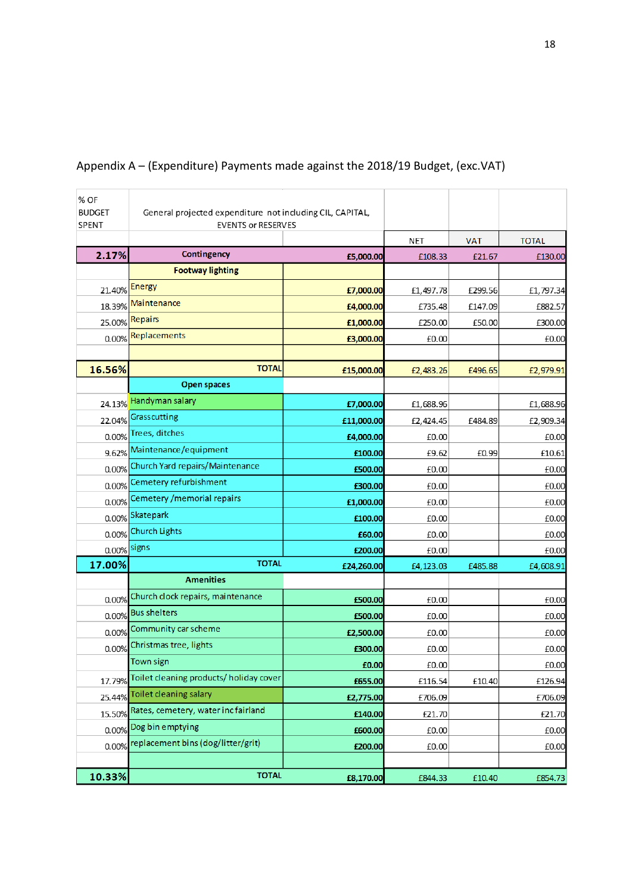Appendix A – (Expenditure) Payments made against the 2018/19 Budget, (exc.VAT)

| % OF BUDGET SPENT | General projected expenditure not including CIL, CAPITAL, EVENTS or RESERVES | | NET | VAT | TOTAL |
|---|---|---|---|---|---|
| **2.17%** | **Contingency** | **£5,000.00** | £108.33 | £21.67 | £130.00 |
| | **Footway lighting** | | | | |
| 21.40% | Energy | **£7,000.00** | £1,497.78 | £299.56 | £1,797.34 |
| 18.39% | Maintenance | **£4,000.00** | £735.48 | £147.09 | £882.57 |
| 25.00% | Repairs | **£1,000.00** | £250.00 | £50.00 | £300.00 |
| 0.00% | Replacements | **£3,000.00** | £0.00 | | £0.00 |
| | | | | | |
| **16.56%** | **TOTAL** | **£15,000.00** | £2,483.26 | £496.65 | £2,979.91 |
| | **Open spaces** | | | | |
| 24.13% | Handyman salary | **£7,000.00** | £1,688.96 | | £1,688.96 |
| 22.04% | Grasscutting | **£11,000.00** | £2,424.45 | £484.89 | £2,909.34 |
| 0.00% | Trees, ditches | **£4,000.00** | £0.00 | | £0.00 |
| 9.62% | Maintenance/equipment | **£100.00** | £9.62 | £0.99 | £10.61 |
| 0.00% | Church Yard repairs/Maintenance | **£500.00** | £0.00 | | £0.00 |
| 0.00% | Cemetery refurbishment | **£300.00** | £0.00 | | £0.00 |
| 0.00% | Cemetery /memorial repairs | **£1,000.00** | £0.00 | | £0.00 |
| 0.00% | Skatepark | **£100.00** | £0.00 | | £0.00 |
| 0.00% | Church Lights | **£60.00** | £0.00 | | £0.00 |
| 0.00% | signs | **£200.00** | £0.00 | | £0.00 |
| **17.00%** | **TOTAL** | **£24,260.00** | £4,123.03 | £485.88 | £4,608.91 |
| | **Amenities** | | | | |
| 0.00% | Church clock repairs, maintenance | **£500.00** | £0.00 | | £0.00 |
| 0.00% | Bus shelters | **£500.00** | £0.00 | | £0.00 |
| 0.00% | Community car scheme | **£2,500.00** | £0.00 | | £0.00 |
| 0.00% | Christmas tree, lights | **£300.00** | £0.00 | | £0.00 |
| | Town sign | **£0.00** | £0.00 | | £0.00 |
| 17.79% | Toilet cleaning products/ holiday cover | **£655.00** | £116.54 | £10.40 | £126.94 |
| 25.44% | Toilet cleaning salary | **£2,775.00** | £706.09 | | £706.09 |
| 15.50% | Rates, cemetery, water inc fairland | **£140.00** | £21.70 | | £21.70 |
| 0.00% | Dog bin emptying | **£600.00** | £0.00 | | £0.00 |
| 0.00% | replacement bins (dog/litter/grit) | **£200.00** | £0.00 | | £0.00 |
| | | | | | |
| **10.33%** | **TOTAL** | **£8,170.00** | £844.33 | £10.40 | £854.73 |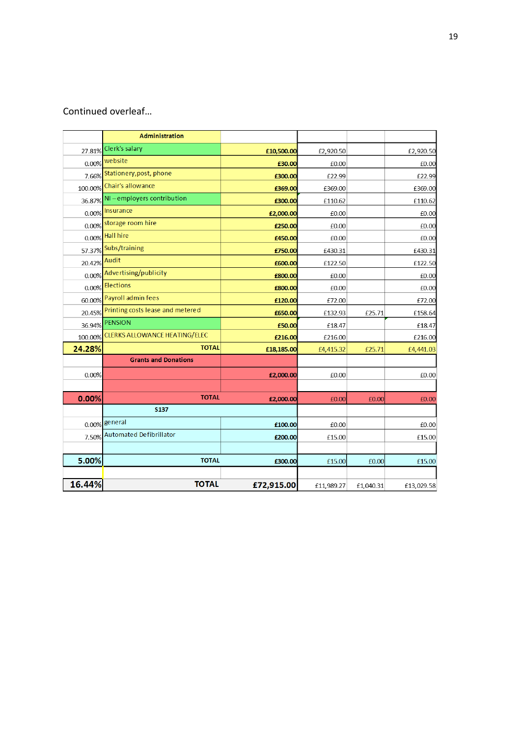Continued overleaf…

| | Administration | | | | |
|---|---|---|---|---|---|
| 27.81% | Clerk's salary | £10,500.00 | £2,920.50 | | £2,920.50 |
| 0.00% | website | £30.00 | £0.00 | | £0.00 |
| 7.66% | Stationery,post, phone | £300.00 | £22.99 | | £22.99 |
| 100.00% | Chair's allowance | £369.00 | £369.00 | | £369.00 |
| 36.87% | NI – employers contribution | £300.00 | £110.62 | | £110.62 |
| 0.00% | Insurance | £2,000.00 | £0.00 | | £0.00 |
| 0.00% | storage room hire | £250.00 | £0.00 | | £0.00 |
| 0.00% | Hall hire | £450.00 | £0.00 | | £0.00 |
| 57.37% | Subs/training | £750.00 | £430.31 | | £430.31 |
| 20.42% | Audit | £600.00 | £122.50 | | £122.50 |
| 0.00% | Advertising/publicity | £800.00 | £0.00 | | £0.00 |
| 0.00% | Elections | £800.00 | £0.00 | | £0.00 |
| 60.00% | Payroll admin fees | £120.00 | £72.00 | | £72.00 |
| 20.45% | Printing costs lease and metered | £650.00 | £132.93 | £25.71 | £158.64 |
| 36.94% | PENSION | £50.00 | £18.47 | | £18.47 |
| 100.00% | CLERKS ALLOWANCE HEATING/ELEC | £216.00 | £216.00 | | £216.00 |
| **24.28%** | **TOTAL** | **£18,185.00** | £4,415.32 | £25.71 | £4,441.03 |
| | **Grants and Donations** | | | | |
| 0.00% | | £2,000.00 | £0.00 | | £0.00 |
| | | | | | |
| **0.00%** | **TOTAL** | **£2,000.00** | £0.00 | £0.00 | £0.00 |
| | **S137** | | | | |
| 0.00% | general | £100.00 | £0.00 | | £0.00 |
| 7.50% | Automated Defibrillator | £200.00 | £15.00 | | £15.00 |
| | | | | | |
| **5.00%** | **TOTAL** | **£300.00** | £15.00 | £0.00 | £15.00 |
| | | | | | |
| **16.44%** | **TOTAL** | **£72,915.00** | £11,989.27 | £1,040.31 | £13,029.58 |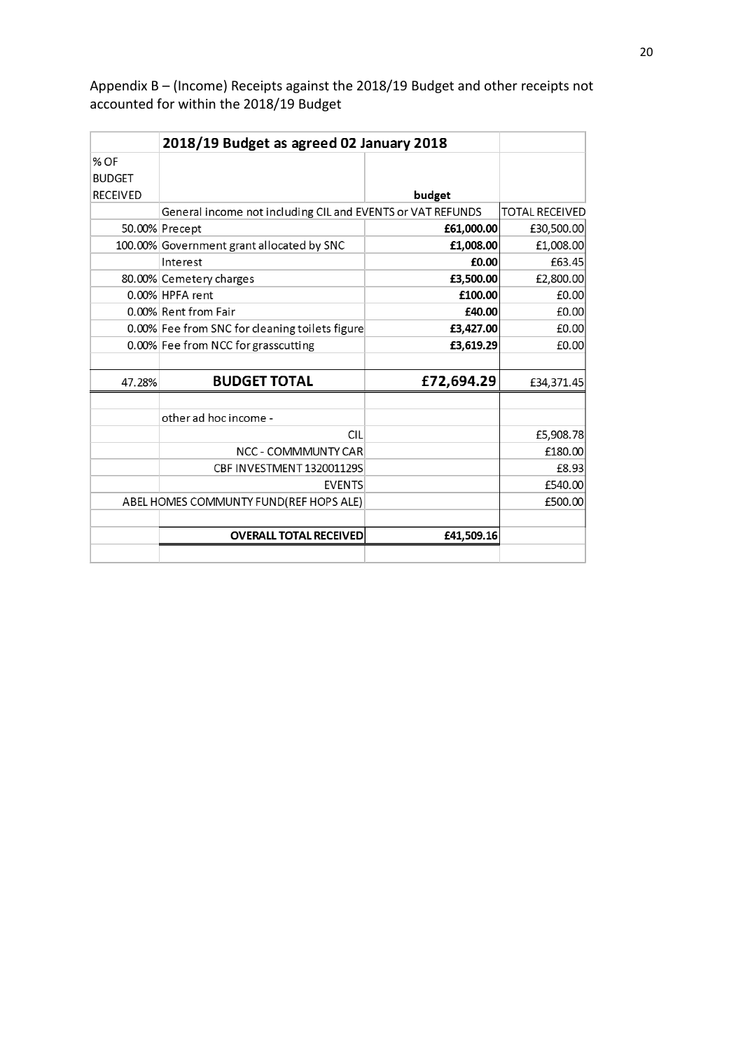Appendix B – (Income) Receipts against the 2018/19 Budget and other receipts not accounted for within the 2018/19 Budget

| % OF BUDGET RECEIVED | 2018/19 Budget as agreed 02 January 2018 | budget | |
|---|---|---|---|
| | General income not including CIL and EVENTS or VAT REFUNDS | | TOTAL RECEIVED |
| 50.00% | Precept | £61,000.00 | £30,500.00 |
| 100.00% | Government grant allocated by SNC | £1,008.00 | £1,008.00 |
| | Interest | £0.00 | £63.45 |
| 80.00% | Cemetery charges | £3,500.00 | £2,800.00 |
| 0.00% | HPFA rent | £100.00 | £0.00 |
| 0.00% | Rent from Fair | £40.00 | £0.00 |
| 0.00% | Fee from SNC for cleaning toilets figure | £3,427.00 | £0.00 |
| 0.00% | Fee from NCC for grasscutting | £3,619.29 | £0.00 |
| | | | |
| 47.28% | **BUDGET TOTAL** | **£72,694.29** | £34,371.45 |
| | | | |
| | other ad hoc income - | | |
| | CIL | | £5,908.78 |
| | NCC - COMMMUNTY CAR | | £180.00 |
| | CBF INVESTMENT 132001129S | | £8.93 |
| | EVENTS | | £540.00 |
| | ABEL HOMES COMMUNTY FUND(REF HOPS ALE) | | £500.00 |
| | | | |
| | **OVERALL TOTAL RECEIVED** | **£41,509.16** | |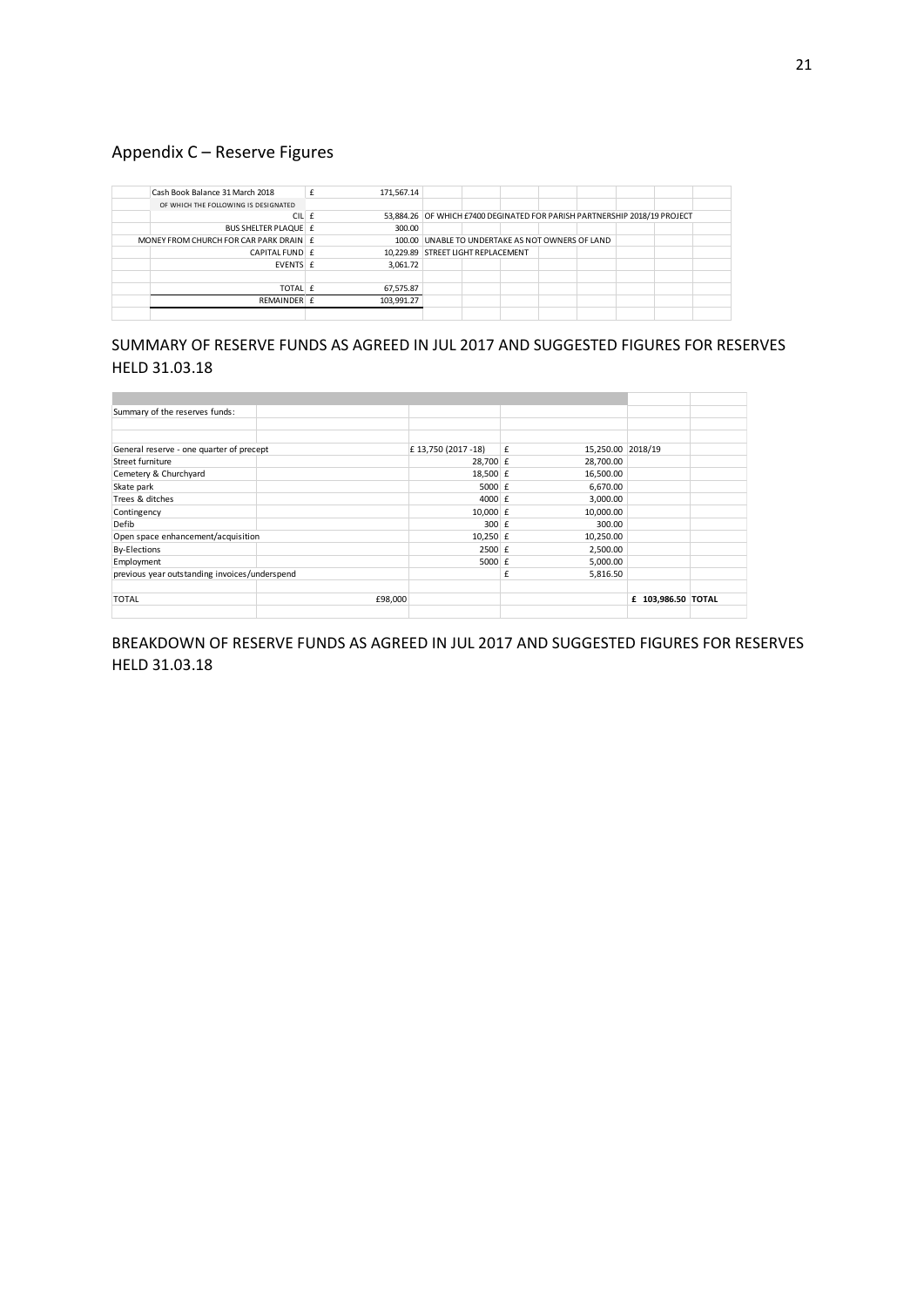## Appendix C – Reserve Figures

| | | | |
|---|---|---|---|
| Cash Book Balance 31 March 2018 | £ | 171,567.14 | |
| OF WHICH THE FOLLOWING IS DESIGNATED | | | |
| CIL | £ | 53,884.26 | OF WHICH £7400 DEGINATED FOR PARISH PARTNERSHIP 2018/19 PROJECT |
| BUS SHELTER PLAQUE | £ | 300.00 | |
| MONEY FROM CHURCH FOR CAR PARK DRAIN | £ | 100.00 | UNABLE TO UNDERTAKE AS NOT OWNERS OF LAND |
| CAPITAL FUND | £ | 10,229.89 | STREET LIGHT REPLACEMENT |
| EVENTS | £ | 3,061.72 | |
| | | | |
| TOTAL | £ | 67,575.87 | |
| REMAINDER | £ | 103,991.27 | |

## SUMMARY OF RESERVE FUNDS AS AGREED IN JUL 2017 AND SUGGESTED FIGURES FOR RESERVES HELD 31.03.18

| Summary of the reserves funds: | | | | | |
|---|---|---|---|---|---|
| General reserve - one quarter of precept | | £ 13,750 (2017 -18) | £ 15,250.00 | 2018/19 | |
| Street furniture | | 28,700 | £ 28,700.00 | | |
| Cemetery & Churchyard | | 18,500 | £ 16,500.00 | | |
| Skate park | | 5000 | £ 6,670.00 | | |
| Trees & ditches | | 4000 | £ 3,000.00 | | |
| Contingency | | 10,000 | £ 10,000.00 | | |
| Defib | | 300 | £ 300.00 | | |
| Open space enhancement/acquisition | | 10,250 | £ 10,250.00 | | |
| By-Elections | | 2500 | £ 2,500.00 | | |
| Employment | | 5000 | £ 5,000.00 | | |
| previous year outstanding invoices/underspend | | | £ 5,816.50 | | |
| | | | | | |
| TOTAL | £98,000 | | | £ 103,986.50 | TOTAL |

## BREAKDOWN OF RESERVE FUNDS AS AGREED IN JUL 2017 AND SUGGESTED FIGURES FOR RESERVES HELD 31.03.18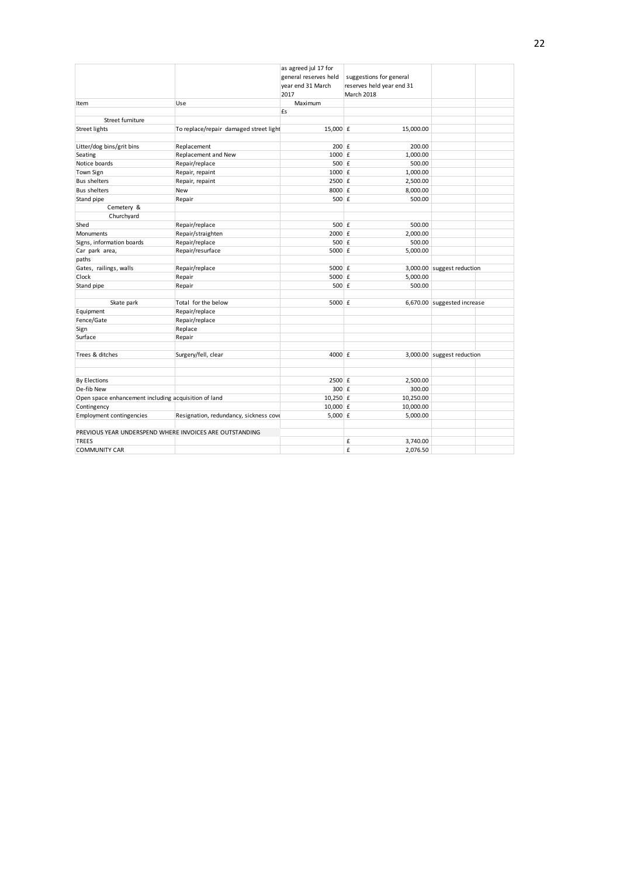| Item | Use | as agreed jul 17 for general reserves held year end 31 March 2017 | suggestions for general reserves held year end 31 March 2018 | | |
|---|---|---|---|---|---|
| | | Maximum | | | |
| | | £s | | | |
| Street furniture | | | | | |
| Street lights | To replace/repair damaged street light | 15,000 | £ 15,000.00 | | |
| | | | | | |
| Litter/dog bins/grit bins | Replacement | 200 | £ 200.00 | | |
| Seating | Replacement and New | 1000 | £ 1,000.00 | | |
| Notice boards | Repair/replace | 500 | £ 500.00 | | |
| Town Sign | Repair, repaint | 1000 | £ 1,000.00 | | |
| Bus shelters | Repair, repaint | 2500 | £ 2,500.00 | | |
| Bus shelters | New | 8000 | £ 8,000.00 | | |
| Stand pipe | Repair | 500 | £ 500.00 | | |
| Cemetery & Churchyard | | | | | |
| Shed | Repair/replace | 500 | £ 500.00 | | |
| Monuments | Repair/straighten | 2000 | £ 2,000.00 | | |
| Signs, information boards | Repair/replace | 500 | £ 500.00 | | |
| Car park area, | Repair/resurface | 5000 | £ 5,000.00 | | |
| paths | | | | | |
| Gates, railings, walls | Repair/replace | 5000 | £ 3,000.00 | suggest reduction | |
| Clock | Repair | 5000 | £ 5,000.00 | | |
| Stand pipe | Repair | 500 | £ 500.00 | | |
| | | | | | |
| Skate park | Total for the below | 5000 | £ 6,670.00 | suggested increase | |
| Equipment | Repair/replace | | | | |
| Fence/Gate | Repair/replace | | | | |
| Sign | Replace | | | | |
| Surface | Repair | | | | |
| | | | | | |
| Trees & ditches | Surgery/fell, clear | 4000 | £ 3,000.00 | suggest reduction | |
| | | | | | |
| | | | | | |
| By Elections | | 2500 | £ 2,500.00 | | |
| De-fib New | | 300 | £ 300.00 | | |
| Open space enhancement including acquisition of land | | 10,250 | £ 10,250.00 | | |
| Contingency | | 10,000 | £ 10,000.00 | | |
| Employment contingencies | Resignation, redundancy, sickness cove | 5,000 | £ 5,000.00 | | |
| | | | | | |
| PREVIOUS YEAR UNDERSPEND WHERE INVOICES ARE OUTSTANDING | | | | | |
| TREES | | | £ 3,740.00 | | |
| COMMUNITY CAR | | | £ 2,076.50 | | |